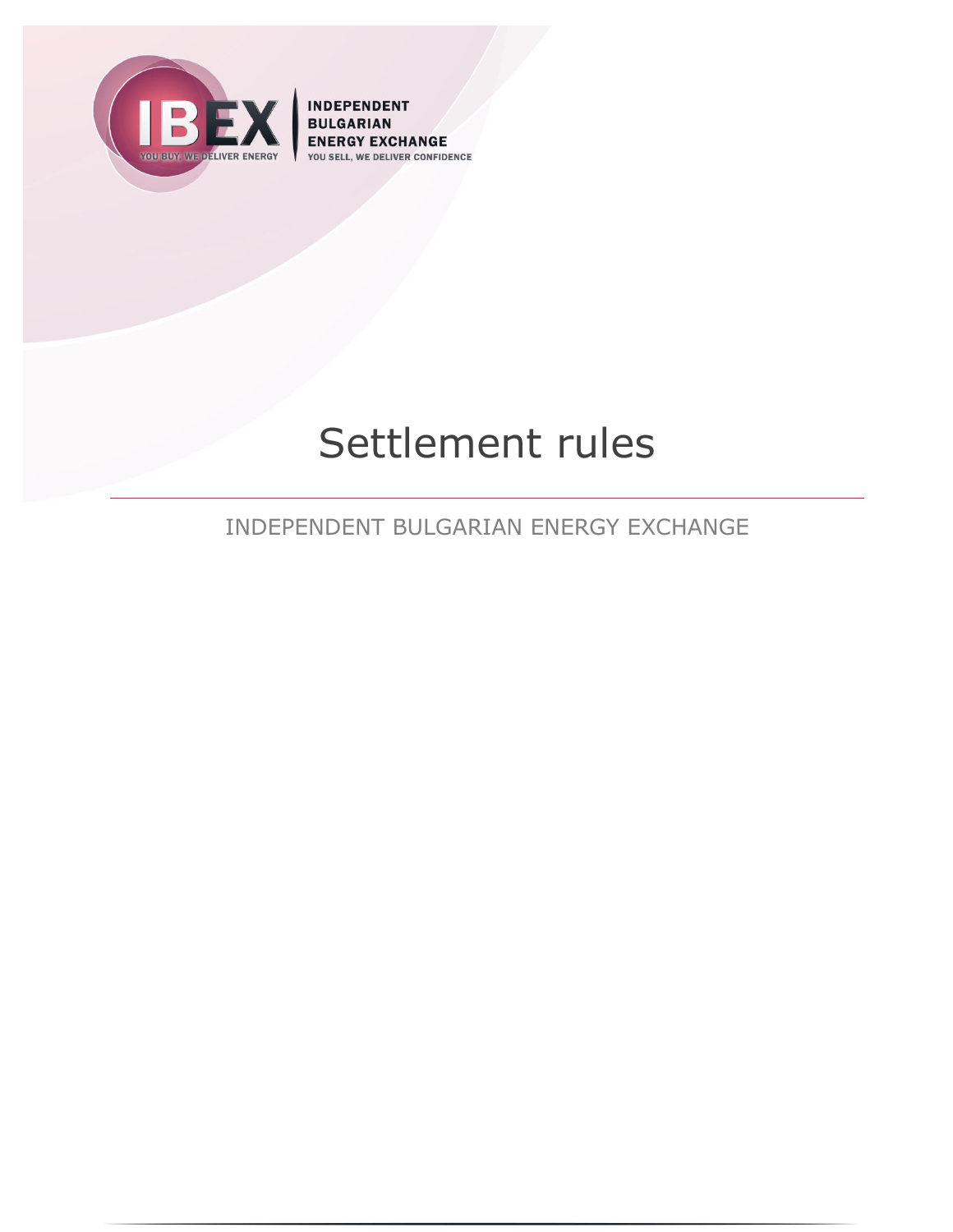INDEPENDENT BULGARIAN ENERGY EXCHANGE

YOU SELL, WE DELIVER CONFIDENCE

# Settlement rules

INDEPENDENT BULGARIAN ENERGY EXCHANGE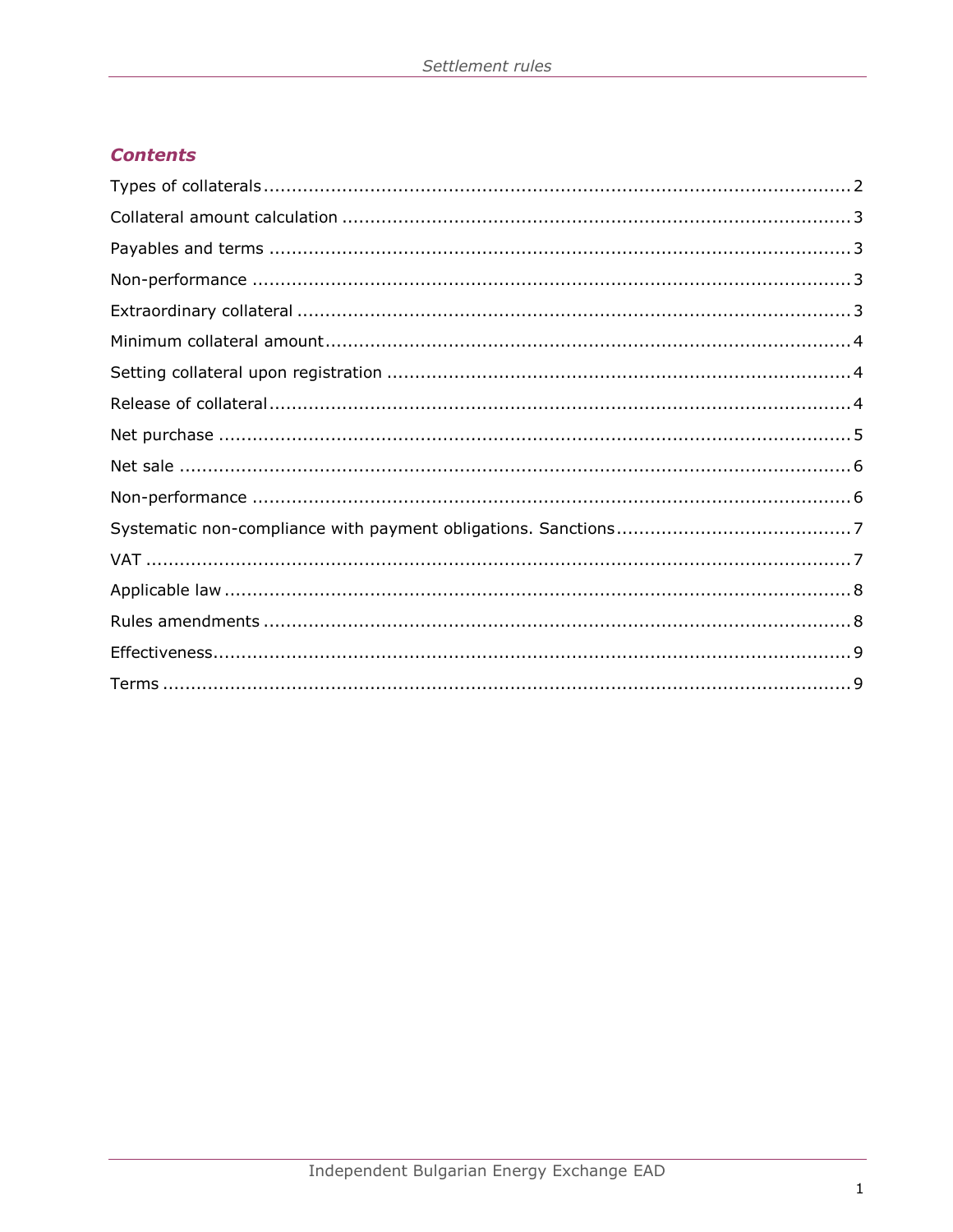## Contents

Types of collaterals ........................................................................................................ 2
Collateral amount calculation ......................................................................................... 3
Payables and terms ....................................................................................................... 3
Non-performance .......................................................................................................... 3
Extraordinary collateral .................................................................................................. 3
Minimum collateral amount ............................................................................................. 4
Setting collateral upon registration .................................................................................. 4
Release of collateral ....................................................................................................... 4
Net purchase ................................................................................................................. 5
Net sale ........................................................................................................................ 6
Non-performance .......................................................................................................... 6
Systematic non-compliance with payment obligations. Sanctions .......................................... 7
VAT .............................................................................................................................. 7
Applicable law ................................................................................................................ 8
Rules amendments ........................................................................................................ 8
Effectiveness .................................................................................................................. 9
Terms ........................................................................................................................... 9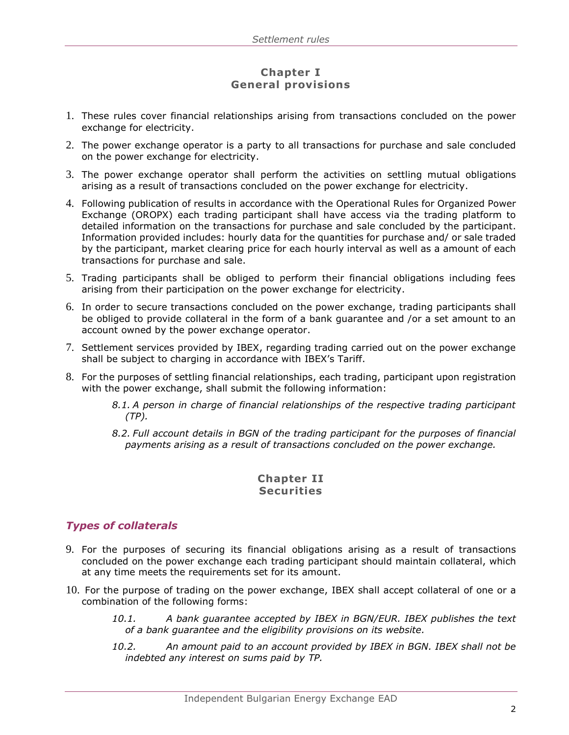## Chapter I
## General provisions

1. These rules cover financial relationships arising from transactions concluded on the power exchange for electricity.
2. The power exchange operator is a party to all transactions for purchase and sale concluded on the power exchange for electricity.
3. The power exchange operator shall perform the activities on settling mutual obligations arising as a result of transactions concluded on the power exchange for electricity.
4. Following publication of results in accordance with the Operational Rules for Organized Power Exchange (OROPX) each trading participant shall have access via the trading platform to detailed information on the transactions for purchase and sale concluded by the participant. Information provided includes: hourly data for the quantities for purchase and/ or sale traded by the participant, market clearing price for each hourly interval as well as a amount of each transactions for purchase and sale.
5. Trading participants shall be obliged to perform their financial obligations including fees arising from their participation on the power exchange for electricity.
6. In order to secure transactions concluded on the power exchange, trading participants shall be obliged to provide collateral in the form of a bank guarantee and /or a set amount to an account owned by the power exchange operator.
7. Settlement services provided by IBEX, regarding trading carried out on the power exchange shall be subject to charging in accordance with IBEX's Tariff.
8. For the purposes of settling financial relationships, each trading, participant upon registration with the power exchange, shall submit the following information:

   *8.1. A person in charge of financial relationships of the respective trading participant (TP).*

   *8.2. Full account details in BGN of the trading participant for the purposes of financial payments arising as a result of transactions concluded on the power exchange.*

## Chapter II
## Securities

### *Types of collaterals*

9. For the purposes of securing its financial obligations arising as a result of transactions concluded on the power exchange each trading participant should maintain collateral, which at any time meets the requirements set for its amount.
10. For the purpose of trading on the power exchange, IBEX shall accept collateral of one or a combination of the following forms:

    *10.1. A bank guarantee accepted by IBEX in BGN/EUR. IBEX publishes the text of a bank guarantee and the eligibility provisions on its website.*

    *10.2. An amount paid to an account provided by IBEX in BGN. IBEX shall not be indebted any interest on sums paid by TP.*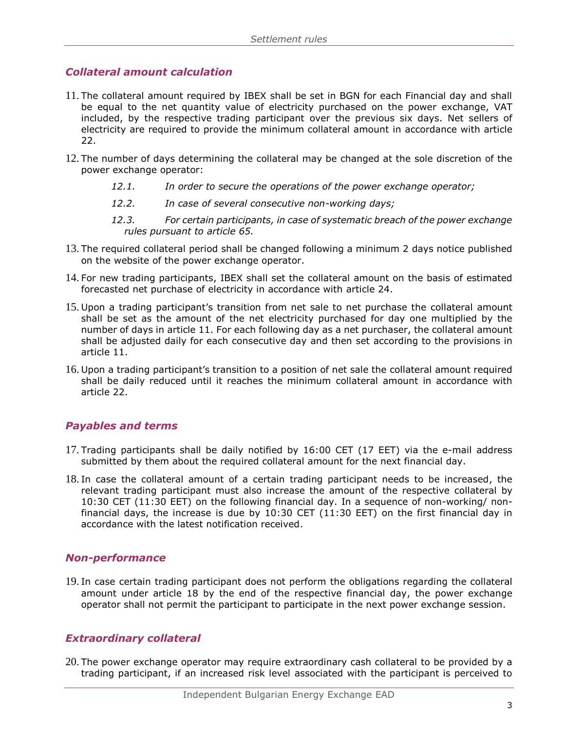### *Collateral amount calculation*

11. The collateral amount required by IBEX shall be set in BGN for each Financial day and shall be equal to the net quantity value of electricity purchased on the power exchange, VAT included, by the respective trading participant over the previous six days. Net sellers of electricity are required to provide the minimum collateral amount in accordance with article 22.
12. The number of days determining the collateral may be changed at the sole discretion of the power exchange operator:
    - *12.1. In order to secure the operations of the power exchange operator;*
    - *12.2. In case of several consecutive non-working days;*
    - *12.3. For certain participants, in case of systematic breach of the power exchange rules pursuant to article 65.*
13. The required collateral period shall be changed following a minimum 2 days notice published on the website of the power exchange operator.
14. For new trading participants, IBEX shall set the collateral amount on the basis of estimated forecasted net purchase of electricity in accordance with article 24.
15. Upon a trading participant's transition from net sale to net purchase the collateral amount shall be set as the amount of the net electricity purchased for day one multiplied by the number of days in article 11. For each following day as a net purchaser, the collateral amount shall be adjusted daily for each consecutive day and then set according to the provisions in article 11.
16. Upon a trading participant's transition to a position of net sale the collateral amount required shall be daily reduced until it reaches the minimum collateral amount in accordance with article 22.

### *Payables and terms*

17. Trading participants shall be daily notified by 16:00 CET (17 EET) via the e-mail address submitted by them about the required collateral amount for the next financial day.
18. In case the collateral amount of a certain trading participant needs to be increased, the relevant trading participant must also increase the amount of the respective collateral by 10:30 CET (11:30 EET) on the following financial day. In a sequence of non-working/ non-financial days, the increase is due by 10:30 CET (11:30 EET) on the first financial day in accordance with the latest notification received.

### *Non-performance*

19. In case certain trading participant does not perform the obligations regarding the collateral amount under article 18 by the end of the respective financial day, the power exchange operator shall not permit the participant to participate in the next power exchange session.

### *Extraordinary collateral*

20. The power exchange operator may require extraordinary cash collateral to be provided by a trading participant, if an increased risk level associated with the participant is perceived to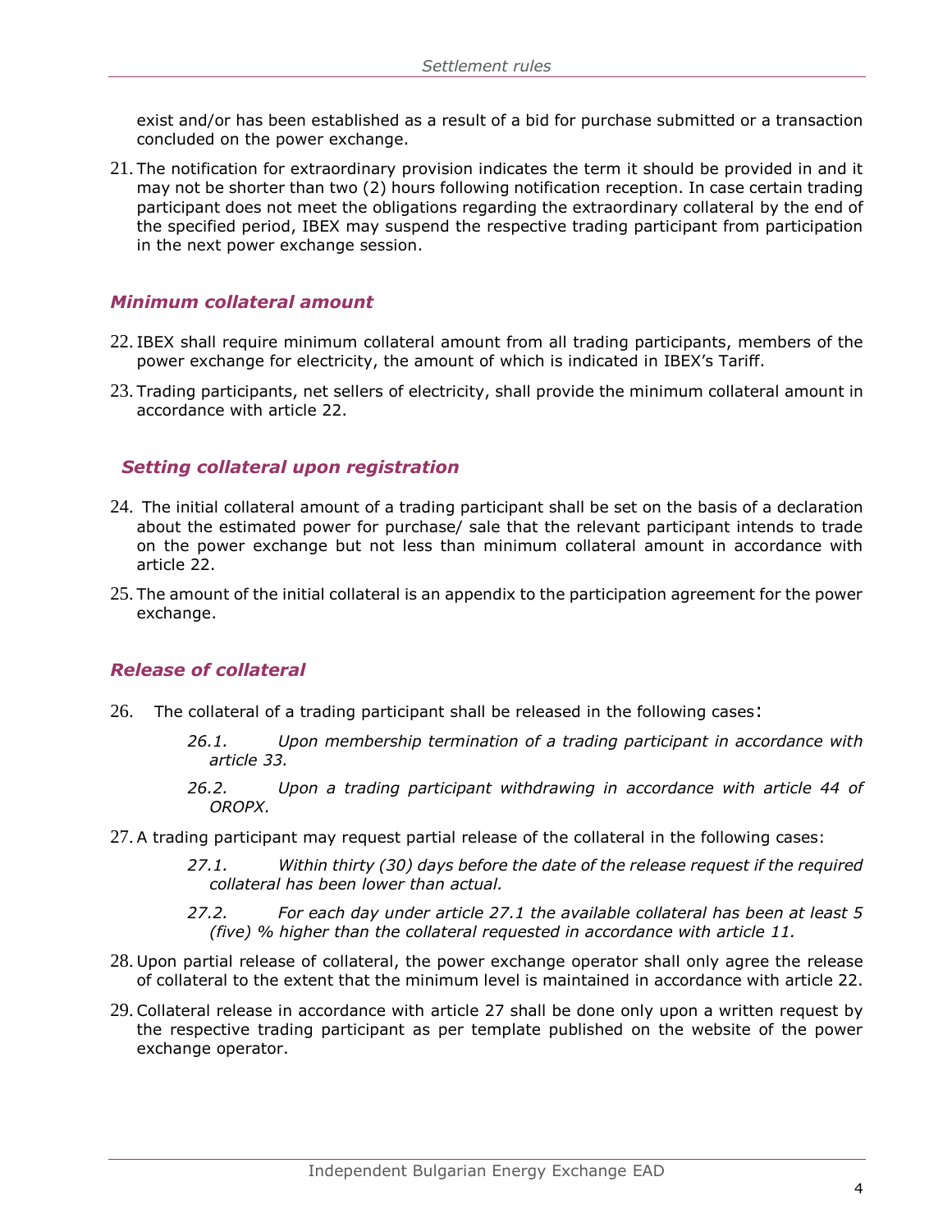exist and/or has been established as a result of a bid for purchase submitted or a transaction concluded on the power exchange.

21. The notification for extraordinary provision indicates the term it should be provided in and it may not be shorter than two (2) hours following notification reception. In case certain trading participant does not meet the obligations regarding the extraordinary collateral by the end of the specified period, IBEX may suspend the respective trading participant from participation in the next power exchange session.

### *Minimum collateral amount*

22. IBEX shall require minimum collateral amount from all trading participants, members of the power exchange for electricity, the amount of which is indicated in IBEX's Tariff.

23. Trading participants, net sellers of electricity, shall provide the minimum collateral amount in accordance with article 22.

### *Setting collateral upon registration*

24. The initial collateral amount of a trading participant shall be set on the basis of a declaration about the estimated power for purchase/ sale that the relevant participant intends to trade on the power exchange but not less than minimum collateral amount in accordance with article 22.

25. The amount of the initial collateral is an appendix to the participation agreement for the power exchange.

### *Release of collateral*

26. The collateral of a trading participant shall be released in the following cases:

    *26.1. Upon membership termination of a trading participant in accordance with article 33.*

    *26.2. Upon a trading participant withdrawing in accordance with article 44 of OROPX.*

27. A trading participant may request partial release of the collateral in the following cases:

    *27.1. Within thirty (30) days before the date of the release request if the required collateral has been lower than actual.*

    *27.2. For each day under article 27.1 the available collateral has been at least 5 (five) % higher than the collateral requested in accordance with article 11.*

28. Upon partial release of collateral, the power exchange operator shall only agree the release of collateral to the extent that the minimum level is maintained in accordance with article 22.

29. Collateral release in accordance with article 27 shall be done only upon a written request by the respective trading participant as per template published on the website of the power exchange operator.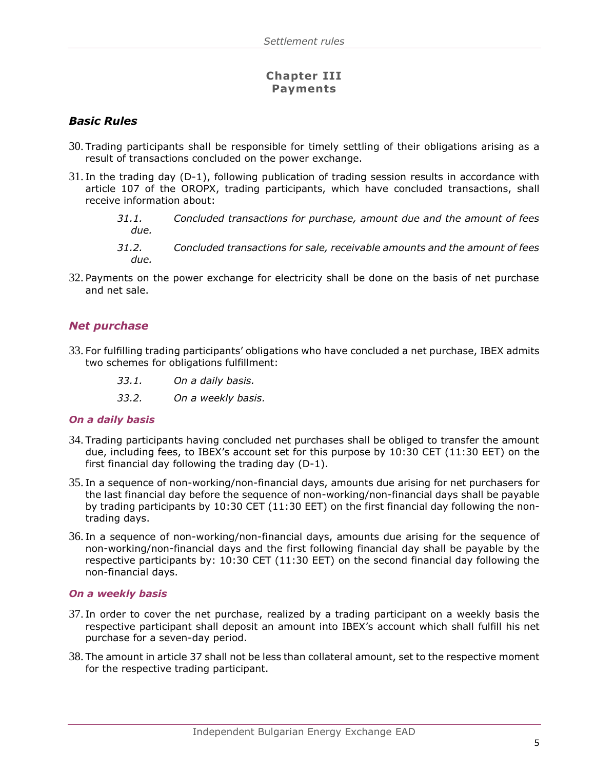# Chapter III
# Payments

## *Basic Rules*

30. Trading participants shall be responsible for timely settling of their obligations arising as a result of transactions concluded on the power exchange.

31. In the trading day (D-1), following publication of trading session results in accordance with article 107 of the OROPX, trading participants, which have concluded transactions, shall receive information about:

    *31.1. Concluded transactions for purchase, amount due and the amount of fees due.*

    *31.2. Concluded transactions for sale, receivable amounts and the amount of fees due.*

32. Payments on the power exchange for electricity shall be done on the basis of net purchase and net sale.

## *Net purchase*

33. For fulfilling trading participants' obligations who have concluded a net purchase, IBEX admits two schemes for obligations fulfillment:

    *33.1. On a daily basis.*

    *33.2. On a weekly basis.*

### *On a daily basis*

34. Trading participants having concluded net purchases shall be obliged to transfer the amount due, including fees, to IBEX's account set for this purpose by 10:30 CET (11:30 EET) on the first financial day following the trading day (D-1).

35. In a sequence of non-working/non-financial days, amounts due arising for net purchasers for the last financial day before the sequence of non-working/non-financial days shall be payable by trading participants by 10:30 CET (11:30 EET) on the first financial day following the non-trading days.

36. In a sequence of non-working/non-financial days, amounts due arising for the sequence of non-working/non-financial days and the first following financial day shall be payable by the respective participants by: 10:30 CET (11:30 EET) on the second financial day following the non-financial days.

### *On a weekly basis*

37. In order to cover the net purchase, realized by a trading participant on a weekly basis the respective participant shall deposit an amount into IBEX's account which shall fulfill his net purchase for a seven-day period.

38. The amount in article 37 shall not be less than collateral amount, set to the respective moment for the respective trading participant.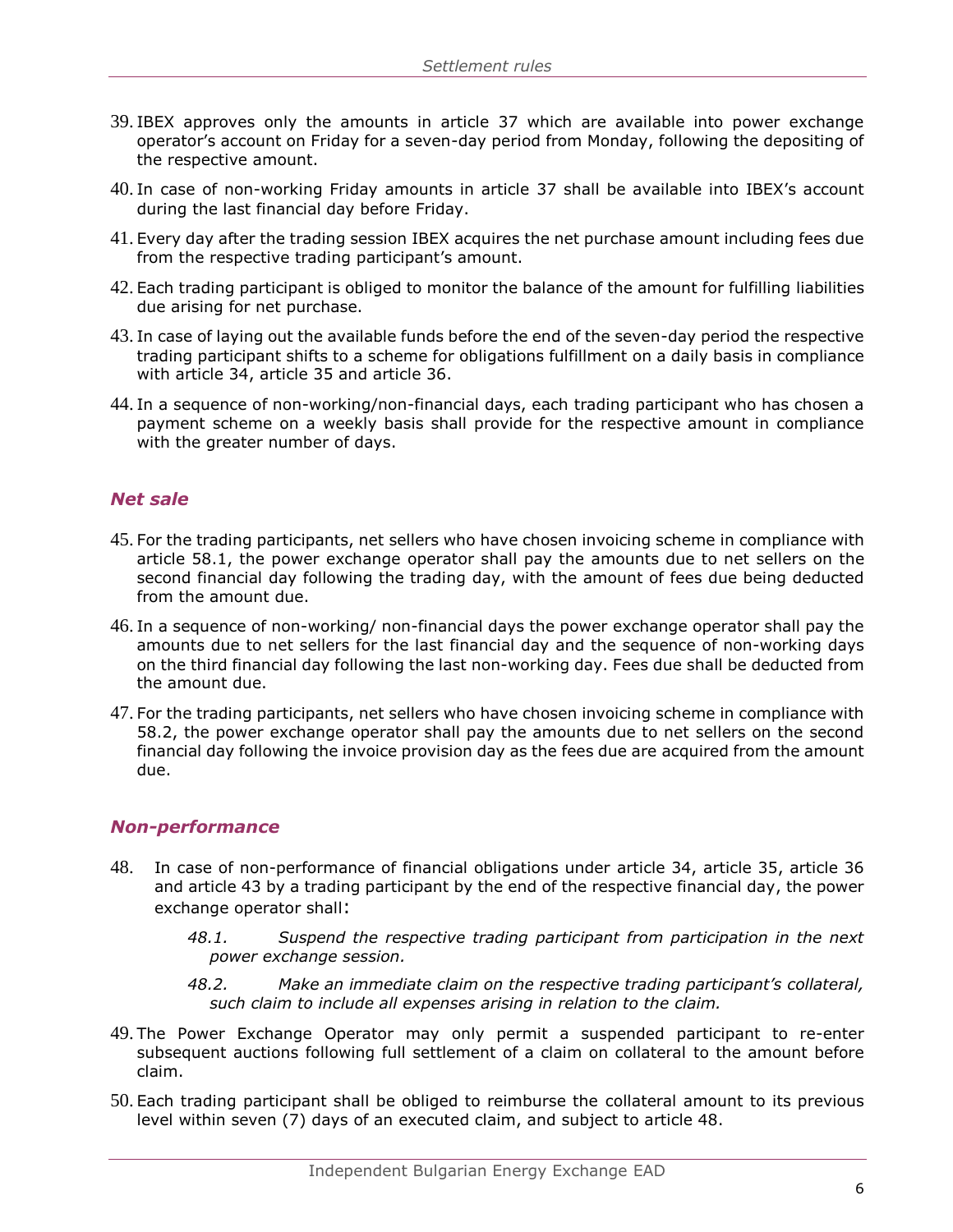39. IBEX approves only the amounts in article 37 which are available into power exchange operator's account on Friday for a seven-day period from Monday, following the depositing of the respective amount.

40. In case of non-working Friday amounts in article 37 shall be available into IBEX's account during the last financial day before Friday.

41. Every day after the trading session IBEX acquires the net purchase amount including fees due from the respective trading participant's amount.

42. Each trading participant is obliged to monitor the balance of the amount for fulfilling liabilities due arising for net purchase.

43. In case of laying out the available funds before the end of the seven-day period the respective trading participant shifts to a scheme for obligations fulfillment on a daily basis in compliance with article 34, article 35 and article 36.

44. In a sequence of non-working/non-financial days, each trading participant who has chosen a payment scheme on a weekly basis shall provide for the respective amount in compliance with the greater number of days.

### *Net sale*

45. For the trading participants, net sellers who have chosen invoicing scheme in compliance with article 58.1, the power exchange operator shall pay the amounts due to net sellers on the second financial day following the trading day, with the amount of fees due being deducted from the amount due.

46. In a sequence of non-working/ non-financial days the power exchange operator shall pay the amounts due to net sellers for the last financial day and the sequence of non-working days on the third financial day following the last non-working day. Fees due shall be deducted from the amount due.

47. For the trading participants, net sellers who have chosen invoicing scheme in compliance with 58.2, the power exchange operator shall pay the amounts due to net sellers on the second financial day following the invoice provision day as the fees due are acquired from the amount due.

### *Non-performance*

48. In case of non-performance of financial obligations under article 34, article 35, article 36 and article 43 by a trading participant by the end of the respective financial day, the power exchange operator shall:

    *48.1. Suspend the respective trading participant from participation in the next power exchange session.*

    *48.2. Make an immediate claim on the respective trading participant's collateral, such claim to include all expenses arising in relation to the claim.*

49. The Power Exchange Operator may only permit a suspended participant to re-enter subsequent auctions following full settlement of a claim on collateral to the amount before claim.

50. Each trading participant shall be obliged to reimburse the collateral amount to its previous level within seven (7) days of an executed claim, and subject to article 48.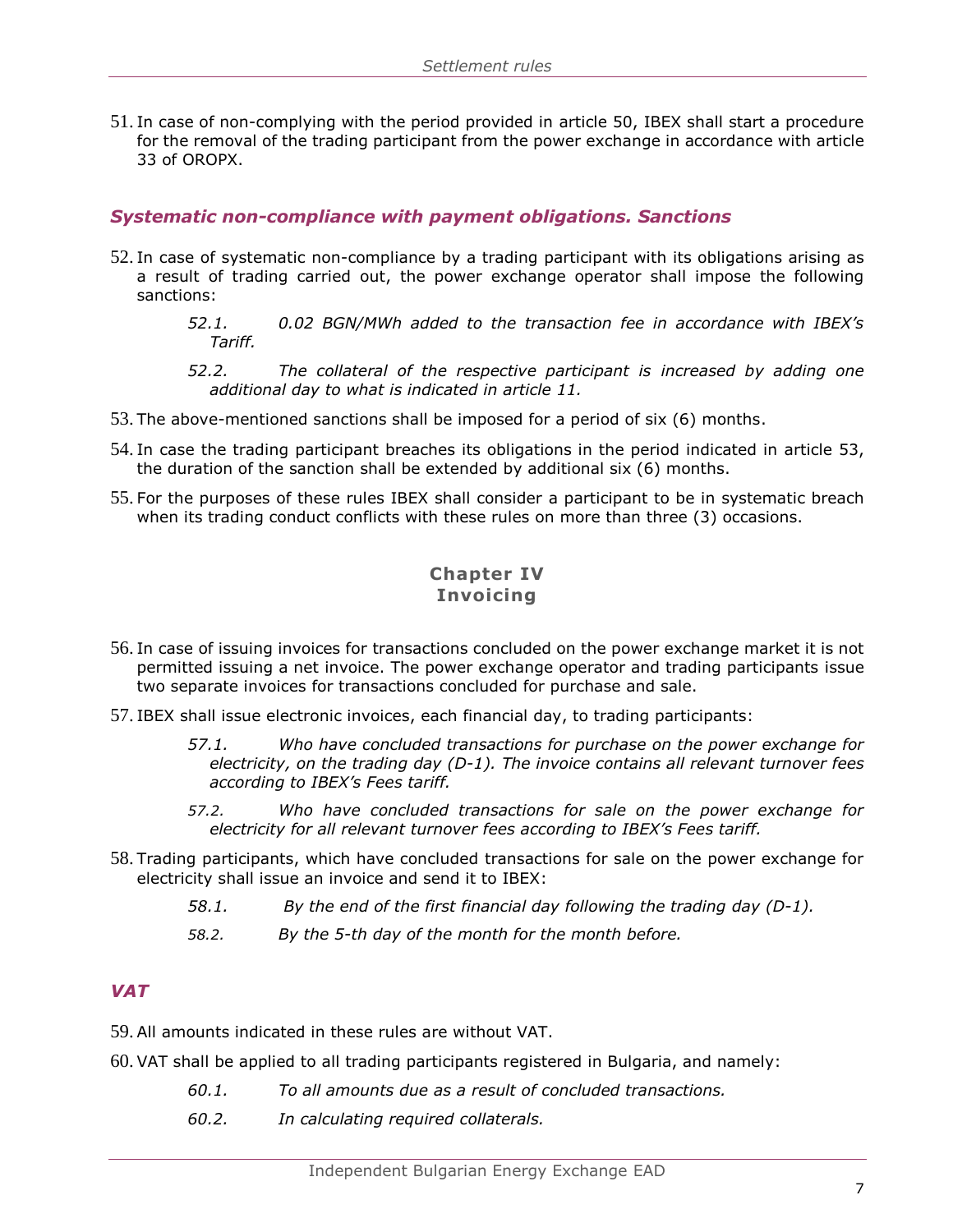51. In case of non-complying with the period provided in article 50, IBEX shall start a procedure for the removal of the trading participant from the power exchange in accordance with article 33 of OROPX.

### *Systematic non-compliance with payment obligations. Sanctions*

52. In case of systematic non-compliance by a trading participant with its obligations arising as a result of trading carried out, the power exchange operator shall impose the following sanctions:

    *52.1. 0.02 BGN/MWh added to the transaction fee in accordance with IBEX's Tariff.*

    *52.2. The collateral of the respective participant is increased by adding one additional day to what is indicated in article 11.*

53. The above-mentioned sanctions shall be imposed for a period of six (6) months.
54. In case the trading participant breaches its obligations in the period indicated in article 53, the duration of the sanction shall be extended by additional six (6) months.
55. For the purposes of these rules IBEX shall consider a participant to be in systematic breach when its trading conduct conflicts with these rules on more than three (3) occasions.

## Chapter IV
## Invoicing

56. In case of issuing invoices for transactions concluded on the power exchange market it is not permitted issuing a net invoice. The power exchange operator and trading participants issue two separate invoices for transactions concluded for purchase and sale.
57. IBEX shall issue electronic invoices, each financial day, to trading participants:

    *57.1. Who have concluded transactions for purchase on the power exchange for electricity, on the trading day (D-1). The invoice contains all relevant turnover fees according to IBEX's Fees tariff.*

    *57.2. Who have concluded transactions for sale on the power exchange for electricity for all relevant turnover fees according to IBEX's Fees tariff.*

58. Trading participants, which have concluded transactions for sale on the power exchange for electricity shall issue an invoice and send it to IBEX:

    *58.1. By the end of the first financial day following the trading day (D-1).*

    *58.2. By the 5-th day of the month for the month before.*

### *VAT*

59. All amounts indicated in these rules are without VAT.
60. VAT shall be applied to all trading participants registered in Bulgaria, and namely:

    *60.1. To all amounts due as a result of concluded transactions.*

    *60.2. In calculating required collaterals.*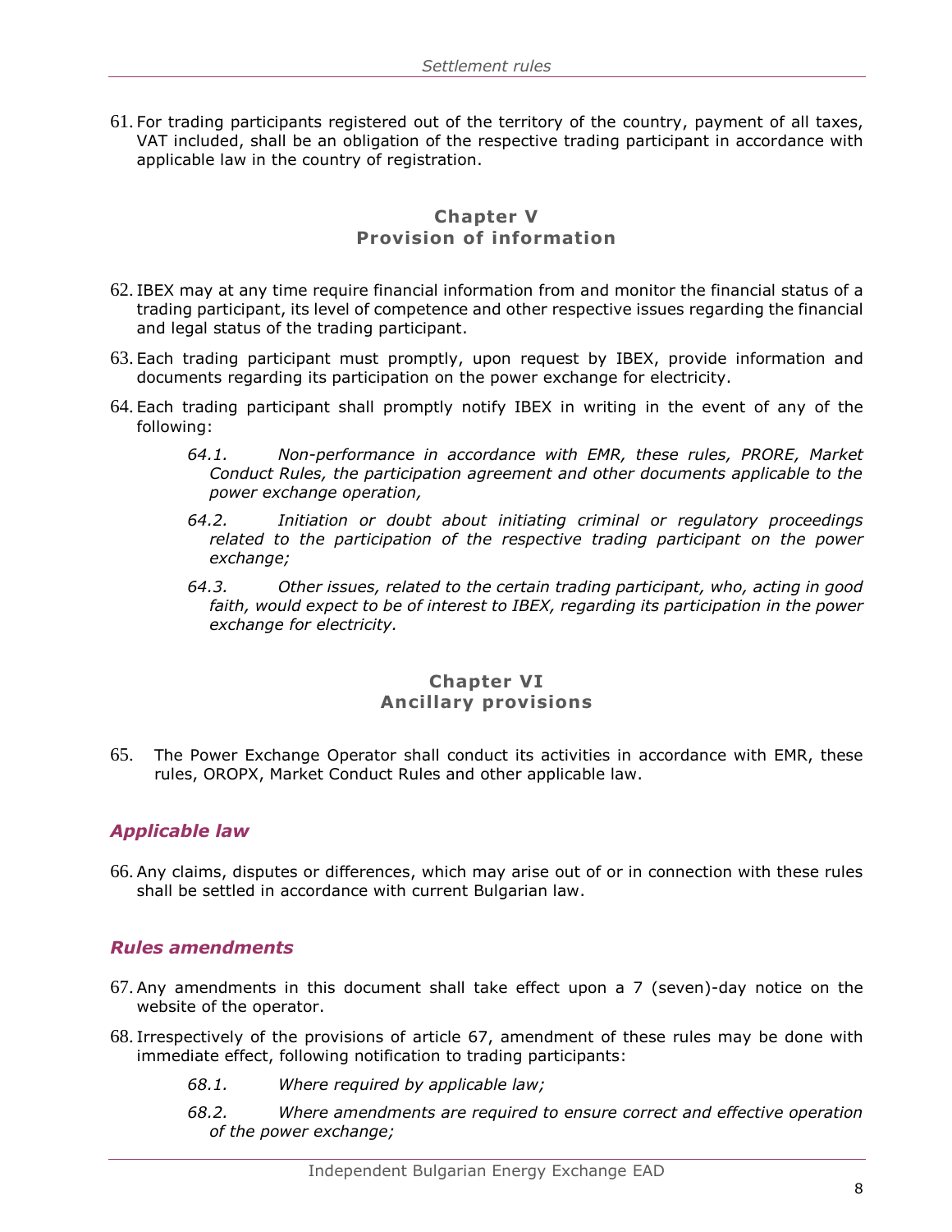61. For trading participants registered out of the territory of the country, payment of all taxes, VAT included, shall be an obligation of the respective trading participant in accordance with applicable law in the country of registration.

## Chapter V
## Provision of information

62. IBEX may at any time require financial information from and monitor the financial status of a trading participant, its level of competence and other respective issues regarding the financial and legal status of the trading participant.

63. Each trading participant must promptly, upon request by IBEX, provide information and documents regarding its participation on the power exchange for electricity.

64. Each trading participant shall promptly notify IBEX in writing in the event of any of the following:

    *64.1. Non-performance in accordance with EMR, these rules, PRORE, Market Conduct Rules, the participation agreement and other documents applicable to the power exchange operation,*

    *64.2. Initiation or doubt about initiating criminal or regulatory proceedings related to the participation of the respective trading participant on the power exchange;*

    *64.3. Other issues, related to the certain trading participant, who, acting in good faith, would expect to be of interest to IBEX, regarding its participation in the power exchange for electricity.*

## Chapter VI
## Ancillary provisions

65. The Power Exchange Operator shall conduct its activities in accordance with EMR, these rules, OROPX, Market Conduct Rules and other applicable law.

### *Applicable law*

66. Any claims, disputes or differences, which may arise out of or in connection with these rules shall be settled in accordance with current Bulgarian law.

### *Rules amendments*

67. Any amendments in this document shall take effect upon a 7 (seven)-day notice on the website of the operator.

68. Irrespectively of the provisions of article 67, amendment of these rules may be done with immediate effect, following notification to trading participants:

    *68.1. Where required by applicable law;*

    *68.2. Where amendments are required to ensure correct and effective operation of the power exchange;*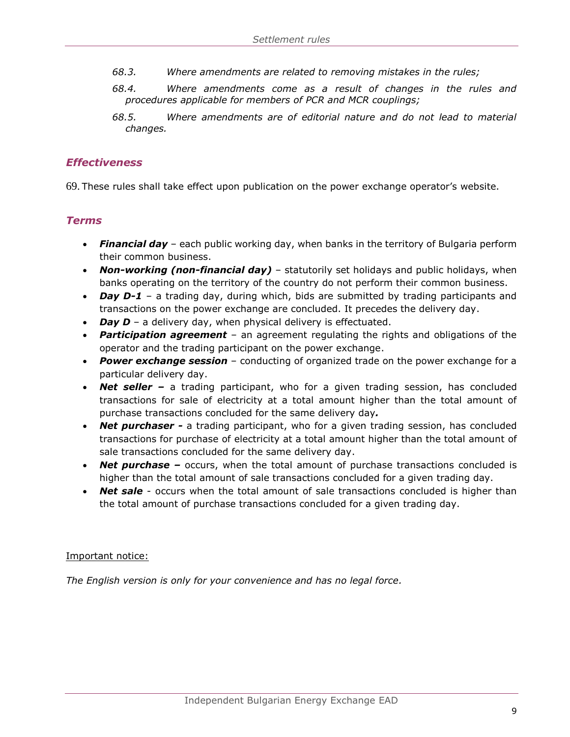*68.3. Where amendments are related to removing mistakes in the rules;*

*68.4. Where amendments come as a result of changes in the rules and procedures applicable for members of PCR and MCR couplings;*

*68.5. Where amendments are of editorial nature and do not lead to material changes.*

## *Effectiveness*

69. These rules shall take effect upon publication on the power exchange operator's website.

## *Terms*

- ***Financial day*** – each public working day, when banks in the territory of Bulgaria perform their common business.
- ***Non-working (non-financial day)*** – statutorily set holidays and public holidays, when banks operating on the territory of the country do not perform their common business.
- ***Day D-1*** – a trading day, during which, bids are submitted by trading participants and transactions on the power exchange are concluded. It precedes the delivery day.
- ***Day D*** – a delivery day, when physical delivery is effectuated.
- ***Participation agreement*** – an agreement regulating the rights and obligations of the operator and the trading participant on the power exchange.
- ***Power exchange session*** – conducting of organized trade on the power exchange for a particular delivery day.
- ***Net seller –*** a trading participant, who for a given trading session, has concluded transactions for sale of electricity at a total amount higher than the total amount of purchase transactions concluded for the same delivery day***.***
- ***Net purchaser -*** a trading participant, who for a given trading session, has concluded transactions for purchase of electricity at a total amount higher than the total amount of sale transactions concluded for the same delivery day.
- ***Net purchase –*** occurs, when the total amount of purchase transactions concluded is higher than the total amount of sale transactions concluded for a given trading day.
- ***Net sale*** - occurs when the total amount of sale transactions concluded is higher than the total amount of purchase transactions concluded for a given trading day.

<u>Important notice:</u>

*The English version is only for your convenience and has no legal force.*